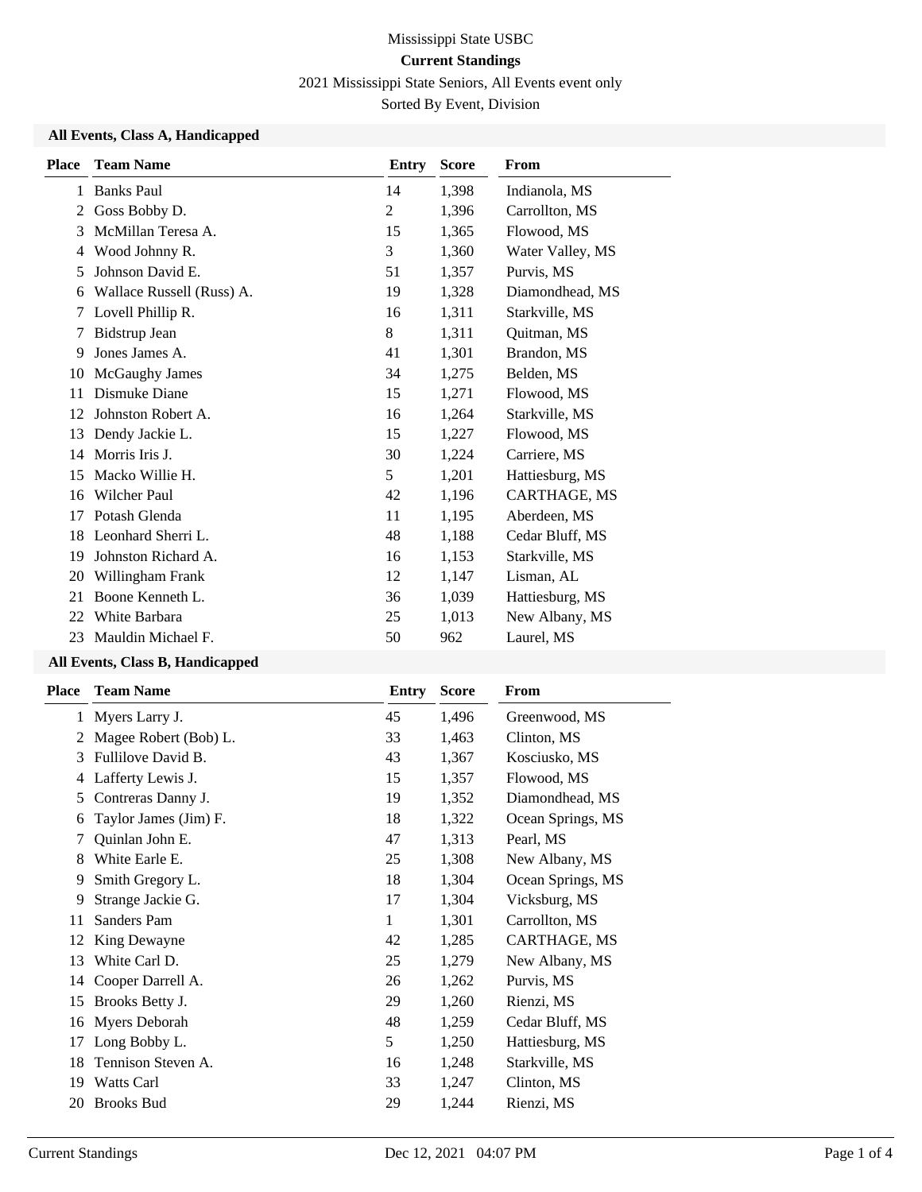Mississippi State USBC

**Current Standings**

2021 Mississippi State Seniors, All Events event only

Sorted By Event, Division

### All Events, Class A, Handicapped

| Place | Team Name | Entry | Score | From |
|---|---|---|---|---|
| 1 | Banks Paul | 14 | 1,398 | Indianola, MS |
| 2 | Goss Bobby D. | 2 | 1,396 | Carrollton, MS |
| 3 | McMillan Teresa A. | 15 | 1,365 | Flowood, MS |
| 4 | Wood Johnny R. | 3 | 1,360 | Water Valley, MS |
| 5 | Johnson David E. | 51 | 1,357 | Purvis, MS |
| 6 | Wallace Russell (Russ) A. | 19 | 1,328 | Diamondhead, MS |
| 7 | Lovell Phillip R. | 16 | 1,311 | Starkville, MS |
| 7 | Bidstrup Jean | 8 | 1,311 | Quitman, MS |
| 9 | Jones James A. | 41 | 1,301 | Brandon, MS |
| 10 | McGaughy James | 34 | 1,275 | Belden, MS |
| 11 | Dismuke Diane | 15 | 1,271 | Flowood, MS |
| 12 | Johnston Robert A. | 16 | 1,264 | Starkville, MS |
| 13 | Dendy Jackie L. | 15 | 1,227 | Flowood, MS |
| 14 | Morris Iris J. | 30 | 1,224 | Carriere, MS |
| 15 | Macko Willie H. | 5 | 1,201 | Hattiesburg, MS |
| 16 | Wilcher Paul | 42 | 1,196 | CARTHAGE, MS |
| 17 | Potash Glenda | 11 | 1,195 | Aberdeen, MS |
| 18 | Leonhard Sherri L. | 48 | 1,188 | Cedar Bluff, MS |
| 19 | Johnston Richard A. | 16 | 1,153 | Starkville, MS |
| 20 | Willingham Frank | 12 | 1,147 | Lisman, AL |
| 21 | Boone Kenneth L. | 36 | 1,039 | Hattiesburg, MS |
| 22 | White Barbara | 25 | 1,013 | New Albany, MS |
| 23 | Mauldin Michael F. | 50 | 962 | Laurel, MS |

### All Events, Class B, Handicapped

| Place | Team Name | Entry | Score | From |
|---|---|---|---|---|
| 1 | Myers Larry J. | 45 | 1,496 | Greenwood, MS |
| 2 | Magee Robert (Bob) L. | 33 | 1,463 | Clinton, MS |
| 3 | Fullilove David B. | 43 | 1,367 | Kosciusko, MS |
| 4 | Lafferty Lewis J. | 15 | 1,357 | Flowood, MS |
| 5 | Contreras Danny J. | 19 | 1,352 | Diamondhead, MS |
| 6 | Taylor James (Jim) F. | 18 | 1,322 | Ocean Springs, MS |
| 7 | Quinlan John E. | 47 | 1,313 | Pearl, MS |
| 8 | White Earle E. | 25 | 1,308 | New Albany, MS |
| 9 | Smith Gregory L. | 18 | 1,304 | Ocean Springs, MS |
| 9 | Strange Jackie G. | 17 | 1,304 | Vicksburg, MS |
| 11 | Sanders Pam | 1 | 1,301 | Carrollton, MS |
| 12 | King Dewayne | 42 | 1,285 | CARTHAGE, MS |
| 13 | White Carl D. | 25 | 1,279 | New Albany, MS |
| 14 | Cooper Darrell A. | 26 | 1,262 | Purvis, MS |
| 15 | Brooks Betty J. | 29 | 1,260 | Rienzi, MS |
| 16 | Myers Deborah | 48 | 1,259 | Cedar Bluff, MS |
| 17 | Long Bobby L. | 5 | 1,250 | Hattiesburg, MS |
| 18 | Tennison Steven A. | 16 | 1,248 | Starkville, MS |
| 19 | Watts Carl | 33 | 1,247 | Clinton, MS |
| 20 | Brooks Bud | 29 | 1,244 | Rienzi, MS |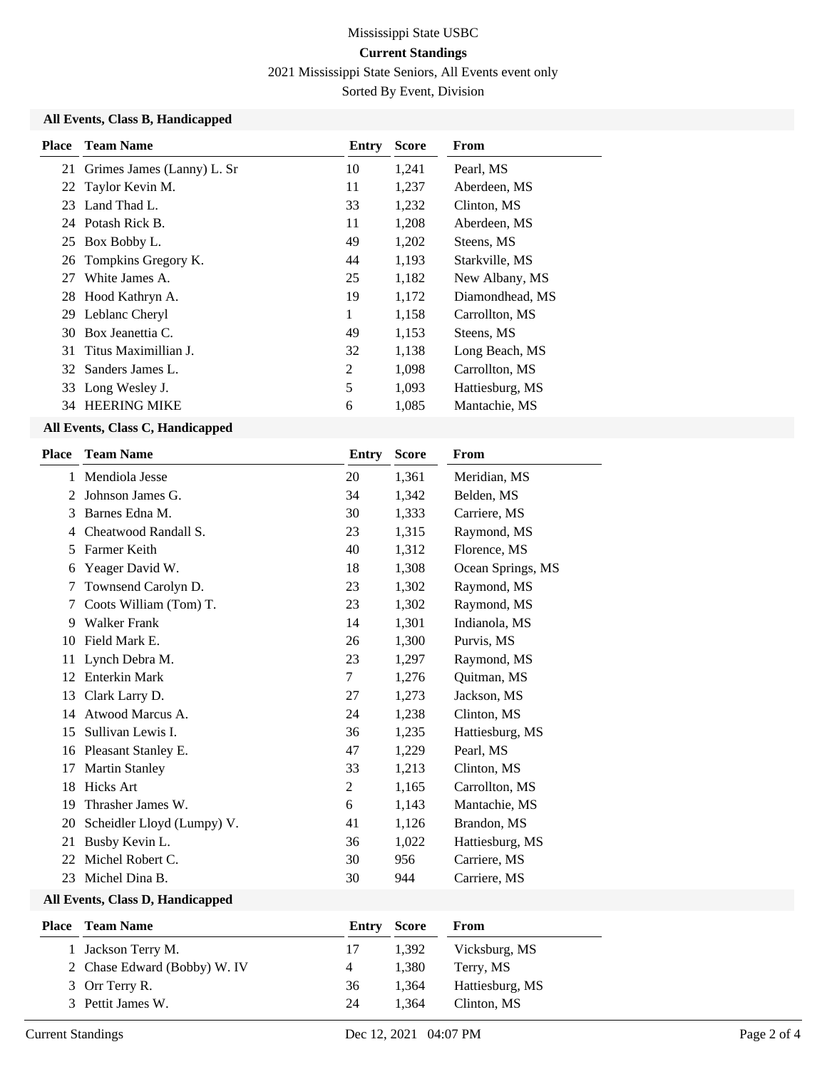Mississippi State USBC

**Current Standings**

2021 Mississippi State Seniors, All Events event only

Sorted By Event, Division

### All Events, Class B, Handicapped

| Place | Team Name | Entry | Score | From |
|---|---|---|---|---|
| 21 | Grimes James (Lanny) L. Sr | 10 | 1,241 | Pearl, MS |
| 22 | Taylor Kevin M. | 11 | 1,237 | Aberdeen, MS |
| 23 | Land Thad L. | 33 | 1,232 | Clinton, MS |
| 24 | Potash Rick B. | 11 | 1,208 | Aberdeen, MS |
| 25 | Box Bobby L. | 49 | 1,202 | Steens, MS |
| 26 | Tompkins Gregory K. | 44 | 1,193 | Starkville, MS |
| 27 | White James A. | 25 | 1,182 | New Albany, MS |
| 28 | Hood Kathryn A. | 19 | 1,172 | Diamondhead, MS |
| 29 | Leblanc Cheryl | 1 | 1,158 | Carrollton, MS |
| 30 | Box Jeanettia C. | 49 | 1,153 | Steens, MS |
| 31 | Titus Maximillian J. | 32 | 1,138 | Long Beach, MS |
| 32 | Sanders James L. | 2 | 1,098 | Carrollton, MS |
| 33 | Long Wesley J. | 5 | 1,093 | Hattiesburg, MS |
| 34 | HEERING MIKE | 6 | 1,085 | Mantachie, MS |

### All Events, Class C, Handicapped

| Place | Team Name | Entry | Score | From |
|---|---|---|---|---|
| 1 | Mendiola Jesse | 20 | 1,361 | Meridian, MS |
| 2 | Johnson James G. | 34 | 1,342 | Belden, MS |
| 3 | Barnes Edna M. | 30 | 1,333 | Carriere, MS |
| 4 | Cheatwood Randall S. | 23 | 1,315 | Raymond, MS |
| 5 | Farmer Keith | 40 | 1,312 | Florence, MS |
| 6 | Yeager David W. | 18 | 1,308 | Ocean Springs, MS |
| 7 | Townsend Carolyn D. | 23 | 1,302 | Raymond, MS |
| 7 | Coots William (Tom) T. | 23 | 1,302 | Raymond, MS |
| 9 | Walker Frank | 14 | 1,301 | Indianola, MS |
| 10 | Field Mark E. | 26 | 1,300 | Purvis, MS |
| 11 | Lynch Debra M. | 23 | 1,297 | Raymond, MS |
| 12 | Enterkin Mark | 7 | 1,276 | Quitman, MS |
| 13 | Clark Larry D. | 27 | 1,273 | Jackson, MS |
| 14 | Atwood Marcus A. | 24 | 1,238 | Clinton, MS |
| 15 | Sullivan Lewis I. | 36 | 1,235 | Hattiesburg, MS |
| 16 | Pleasant Stanley E. | 47 | 1,229 | Pearl, MS |
| 17 | Martin Stanley | 33 | 1,213 | Clinton, MS |
| 18 | Hicks Art | 2 | 1,165 | Carrollton, MS |
| 19 | Thrasher James W. | 6 | 1,143 | Mantachie, MS |
| 20 | Scheidler Lloyd (Lumpy) V. | 41 | 1,126 | Brandon, MS |
| 21 | Busby Kevin L. | 36 | 1,022 | Hattiesburg, MS |
| 22 | Michel Robert C. | 30 | 956 | Carriere, MS |
| 23 | Michel Dina B. | 30 | 944 | Carriere, MS |

### All Events, Class D, Handicapped

| Place | Team Name | Entry | Score | From |
|---|---|---|---|---|
| 1 | Jackson Terry M. | 17 | 1,392 | Vicksburg, MS |
| 2 | Chase Edward (Bobby) W. IV | 4 | 1,380 | Terry, MS |
| 3 | Orr Terry R. | 36 | 1,364 | Hattiesburg, MS |
| 3 | Pettit James W. | 24 | 1,364 | Clinton, MS |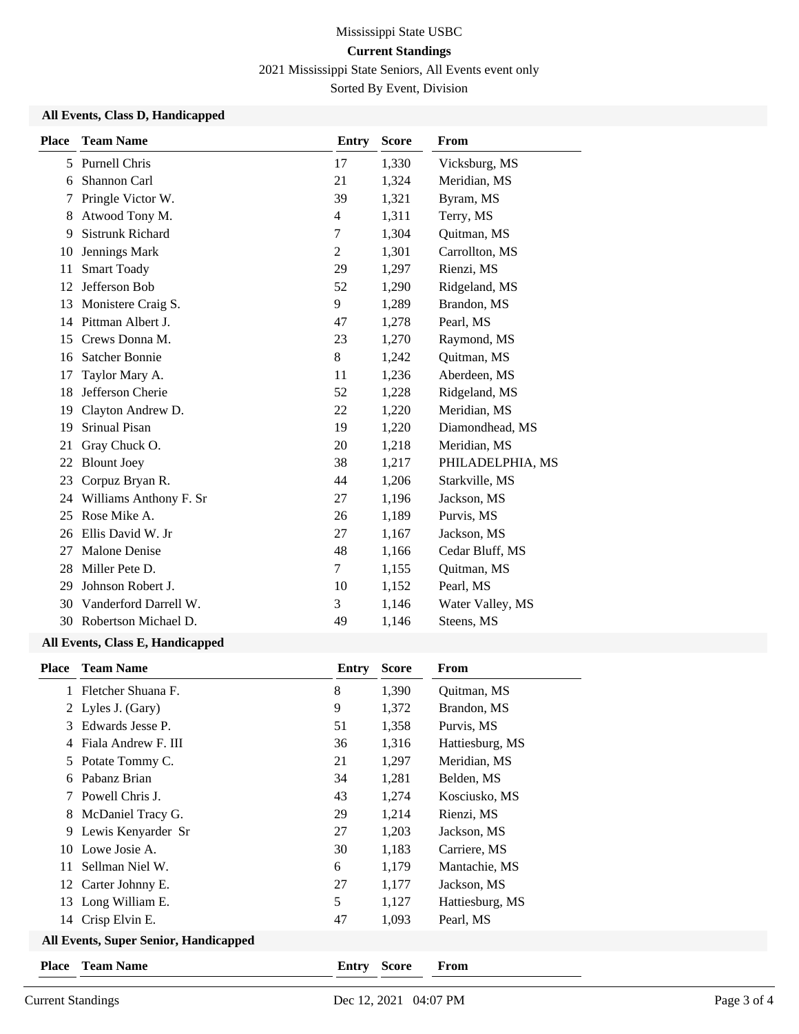Mississippi State USBC

**Current Standings**

2021 Mississippi State Seniors, All Events event only

Sorted By Event, Division

### All Events, Class D, Handicapped

| Place | Team Name | Entry | Score | From |
|---|---|---|---|---|
| 5 | Purnell Chris | 17 | 1,330 | Vicksburg, MS |
| 6 | Shannon Carl | 21 | 1,324 | Meridian, MS |
| 7 | Pringle Victor W. | 39 | 1,321 | Byram, MS |
| 8 | Atwood Tony M. | 4 | 1,311 | Terry, MS |
| 9 | Sistrunk Richard | 7 | 1,304 | Quitman, MS |
| 10 | Jennings Mark | 2 | 1,301 | Carrollton, MS |
| 11 | Smart Toady | 29 | 1,297 | Rienzi, MS |
| 12 | Jefferson Bob | 52 | 1,290 | Ridgeland, MS |
| 13 | Monistere Craig S. | 9 | 1,289 | Brandon, MS |
| 14 | Pittman Albert J. | 47 | 1,278 | Pearl, MS |
| 15 | Crews Donna M. | 23 | 1,270 | Raymond, MS |
| 16 | Satcher Bonnie | 8 | 1,242 | Quitman, MS |
| 17 | Taylor Mary A. | 11 | 1,236 | Aberdeen, MS |
| 18 | Jefferson Cherie | 52 | 1,228 | Ridgeland, MS |
| 19 | Clayton Andrew D. | 22 | 1,220 | Meridian, MS |
| 19 | Srinual Pisan | 19 | 1,220 | Diamondhead, MS |
| 21 | Gray Chuck O. | 20 | 1,218 | Meridian, MS |
| 22 | Blount Joey | 38 | 1,217 | PHILADELPHIA, MS |
| 23 | Corpuz Bryan R. | 44 | 1,206 | Starkville, MS |
| 24 | Williams Anthony F. Sr | 27 | 1,196 | Jackson, MS |
| 25 | Rose Mike A. | 26 | 1,189 | Purvis, MS |
| 26 | Ellis David W. Jr | 27 | 1,167 | Jackson, MS |
| 27 | Malone Denise | 48 | 1,166 | Cedar Bluff, MS |
| 28 | Miller Pete D. | 7 | 1,155 | Quitman, MS |
| 29 | Johnson Robert J. | 10 | 1,152 | Pearl, MS |
| 30 | Vanderford Darrell W. | 3 | 1,146 | Water Valley, MS |
| 30 | Robertson Michael D. | 49 | 1,146 | Steens, MS |

### All Events, Class E, Handicapped

| Place | Team Name | Entry | Score | From |
|---|---|---|---|---|
| 1 | Fletcher Shuana F. | 8 | 1,390 | Quitman, MS |
| 2 | Lyles J. (Gary) | 9 | 1,372 | Brandon, MS |
| 3 | Edwards Jesse P. | 51 | 1,358 | Purvis, MS |
| 4 | Fiala Andrew F. III | 36 | 1,316 | Hattiesburg, MS |
| 5 | Potate Tommy C. | 21 | 1,297 | Meridian, MS |
| 6 | Pabanz Brian | 34 | 1,281 | Belden, MS |
| 7 | Powell Chris J. | 43 | 1,274 | Kosciusko, MS |
| 8 | McDaniel Tracy G. | 29 | 1,214 | Rienzi, MS |
| 9 | Lewis Kenyarder Sr | 27 | 1,203 | Jackson, MS |
| 10 | Lowe Josie A. | 30 | 1,183 | Carriere, MS |
| 11 | Sellman Niel W. | 6 | 1,179 | Mantachie, MS |
| 12 | Carter Johnny E. | 27 | 1,177 | Jackson, MS |
| 13 | Long William E. | 5 | 1,127 | Hattiesburg, MS |
| 14 | Crisp Elvin E. | 47 | 1,093 | Pearl, MS |

### All Events, Super Senior, Handicapped

| Place | Team Name | Entry | Score | From |
|---|---|---|---|---|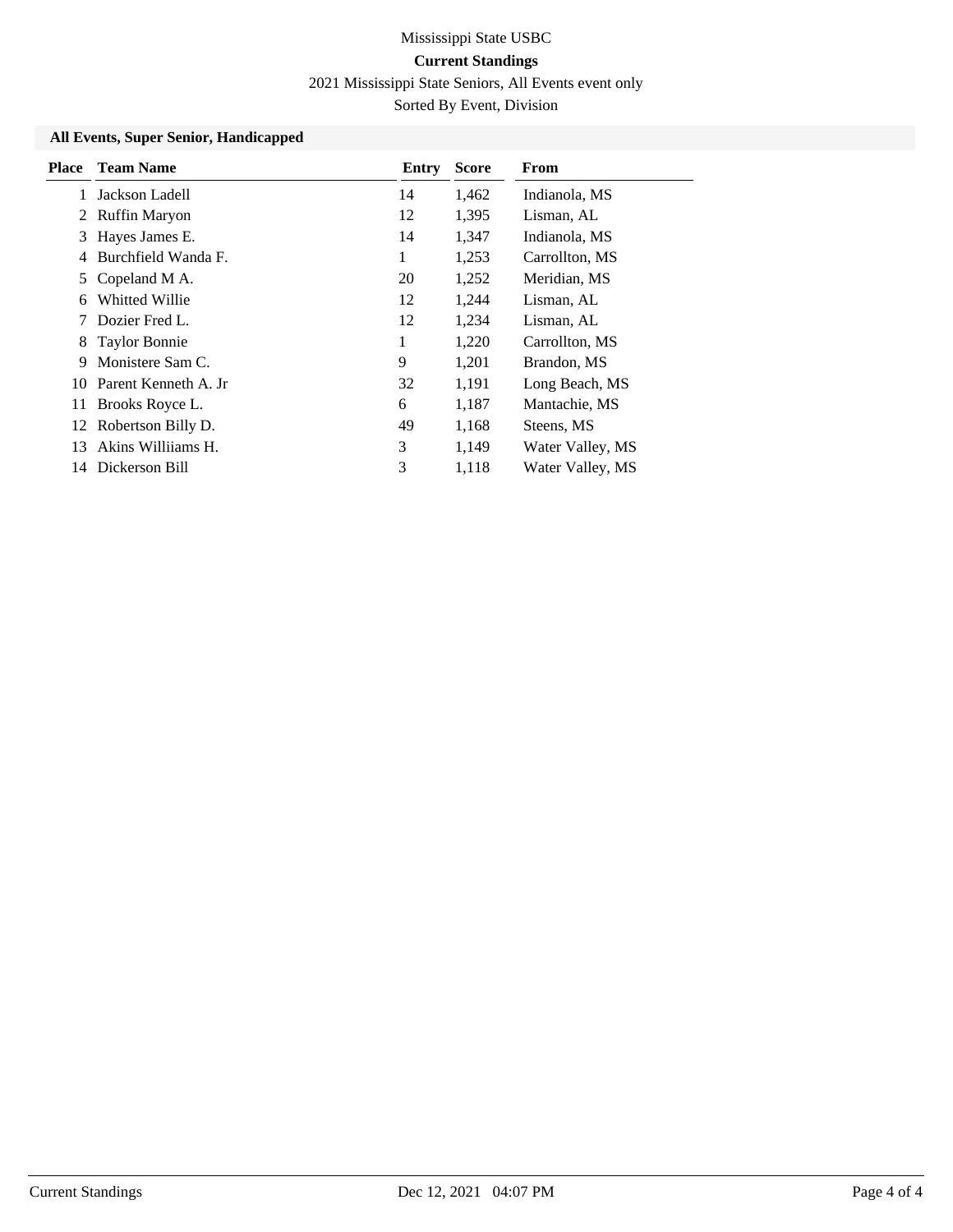Mississippi State USBC

**Current Standings**

2021 Mississippi State Seniors, All Events event only

Sorted By Event, Division

### All Events, Super Senior, Handicapped

| Place | Team Name | Entry | Score | From |
|---|---|---|---|---|
| 1 | Jackson Ladell | 14 | 1,462 | Indianola, MS |
| 2 | Ruffin Maryon | 12 | 1,395 | Lisman, AL |
| 3 | Hayes James E. | 14 | 1,347 | Indianola, MS |
| 4 | Burchfield Wanda F. | 1 | 1,253 | Carrollton, MS |
| 5 | Copeland M A. | 20 | 1,252 | Meridian, MS |
| 6 | Whitted Willie | 12 | 1,244 | Lisman, AL |
| 7 | Dozier Fred L. | 12 | 1,234 | Lisman, AL |
| 8 | Taylor Bonnie | 1 | 1,220 | Carrollton, MS |
| 9 | Monistere Sam C. | 9 | 1,201 | Brandon, MS |
| 10 | Parent Kenneth A. Jr | 32 | 1,191 | Long Beach, MS |
| 11 | Brooks Royce L. | 6 | 1,187 | Mantachie, MS |
| 12 | Robertson Billy D. | 49 | 1,168 | Steens, MS |
| 13 | Akins Williiams H. | 3 | 1,149 | Water Valley, MS |
| 14 | Dickerson Bill | 3 | 1,118 | Water Valley, MS |

Current Standings Dec 12, 2021 04:07 PM